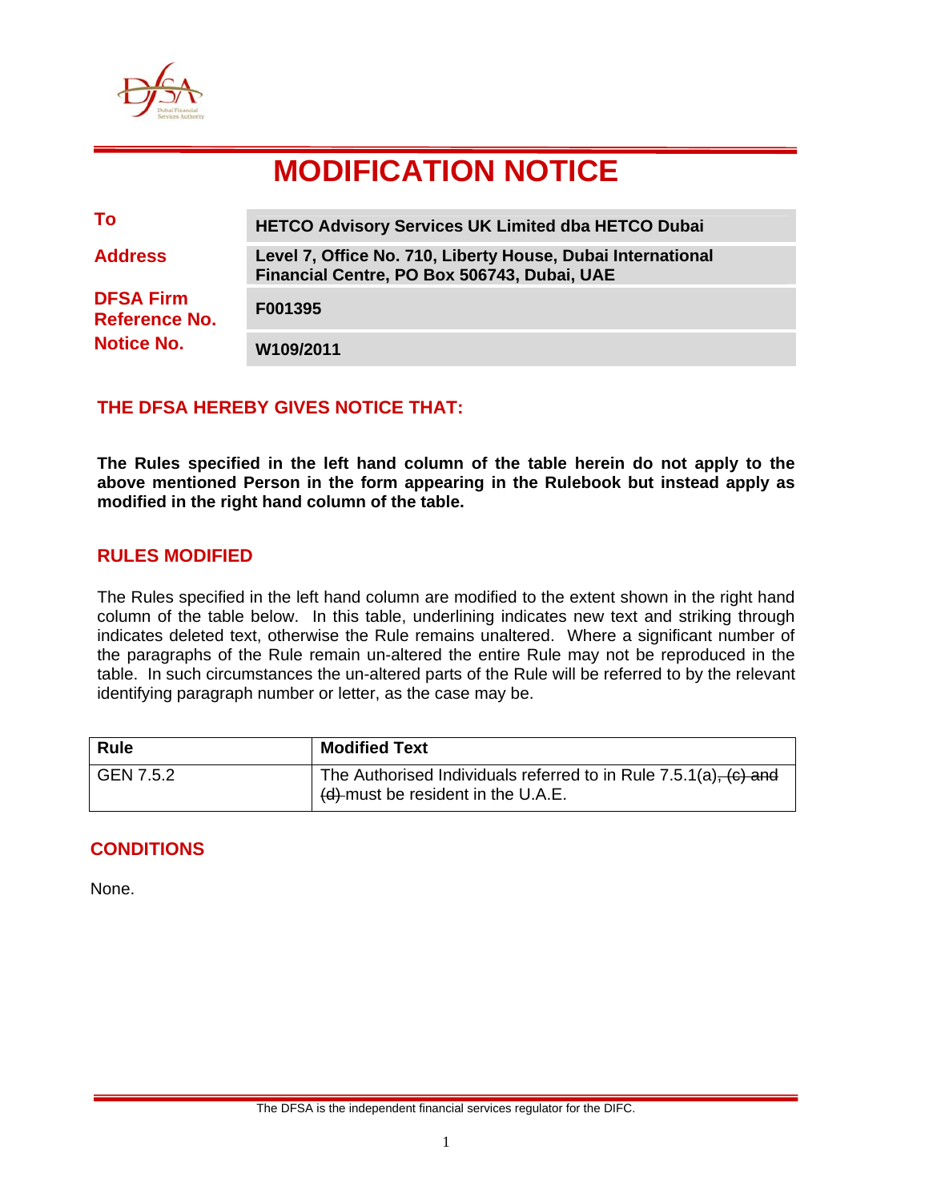# MODIFICATION NOTICE

| | |
|---|---|
| **To** | **HETCO Advisory Services UK Limited dba HETCO Dubai** |
| **Address** | **Level 7, Office No. 710, Liberty House, Dubai International Financial Centre, PO Box 506743, Dubai, UAE** |
| **DFSA Firm Reference No.** | **F001395** |
| **Notice No.** | **W109/2011** |

## THE DFSA HEREBY GIVES NOTICE THAT:

**The Rules specified in the left hand column of the table herein do not apply to the above mentioned Person in the form appearing in the Rulebook but instead apply as modified in the right hand column of the table.**

## RULES MODIFIED

The Rules specified in the left hand column are modified to the extent shown in the right hand column of the table below. In this table, underlining indicates new text and striking through indicates deleted text, otherwise the Rule remains unaltered. Where a significant number of the paragraphs of the Rule remain un-altered the entire Rule may not be reproduced in the table. In such circumstances the un-altered parts of the Rule will be referred to by the relevant identifying paragraph number or letter, as the case may be.

| Rule | Modified Text |
|---|---|
| GEN 7.5.2 | The Authorised Individuals referred to in Rule 7.5.1(a)~~, (c) and (d)~~ must be resident in the U.A.E. |

## CONDITIONS

None.

The DFSA is the independent financial services regulator for the DIFC.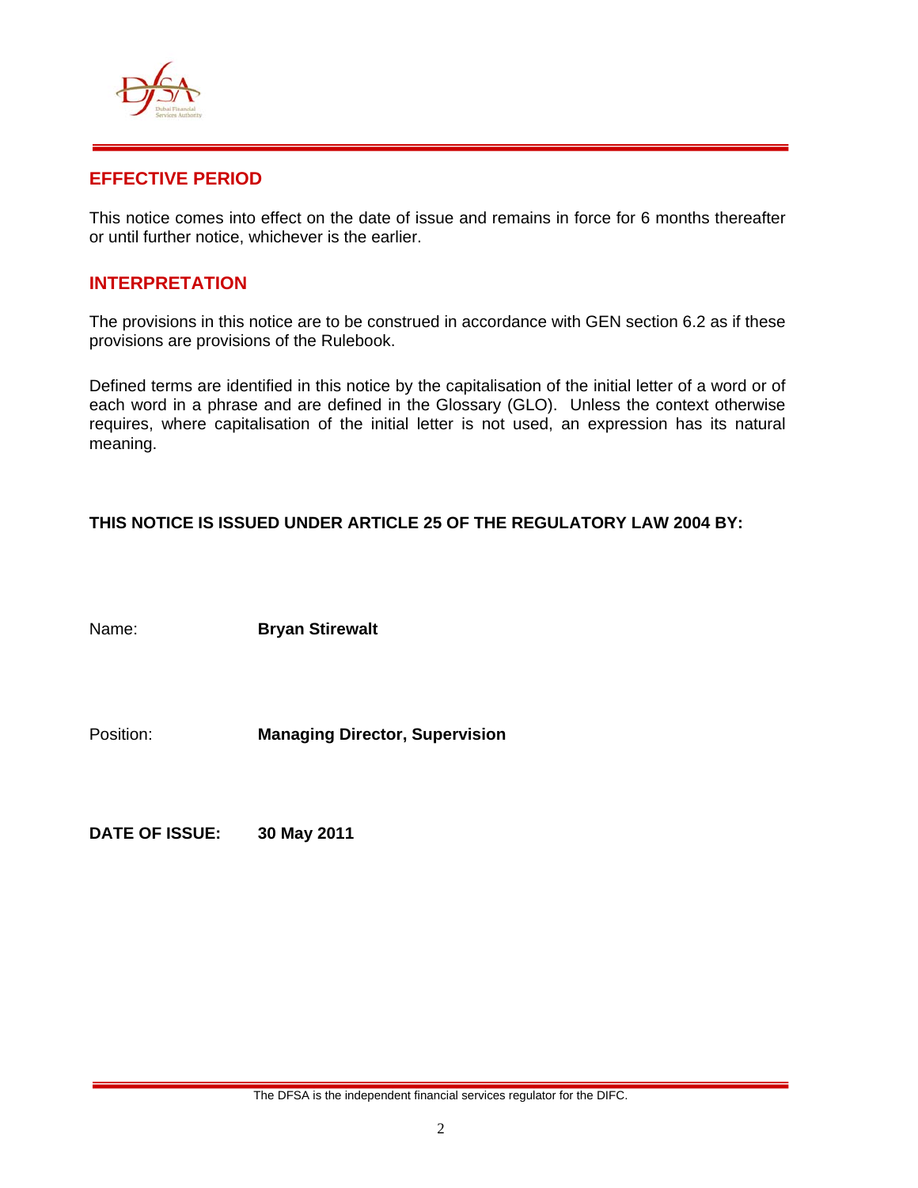## EFFECTIVE PERIOD

This notice comes into effect on the date of issue and remains in force for 6 months thereafter or until further notice, whichever is the earlier.

## INTERPRETATION

The provisions in this notice are to be construed in accordance with GEN section 6.2 as if these provisions are provisions of the Rulebook.

Defined terms are identified in this notice by the capitalisation of the initial letter of a word or of each word in a phrase and are defined in the Glossary (GLO). Unless the context otherwise requires, where capitalisation of the initial letter is not used, an expression has its natural meaning.

**THIS NOTICE IS ISSUED UNDER ARTICLE 25 OF THE REGULATORY LAW 2004 BY:**

Name: **Bryan Stirewalt**

Position: **Managing Director, Supervision**

**DATE OF ISSUE: 30 May 2011**